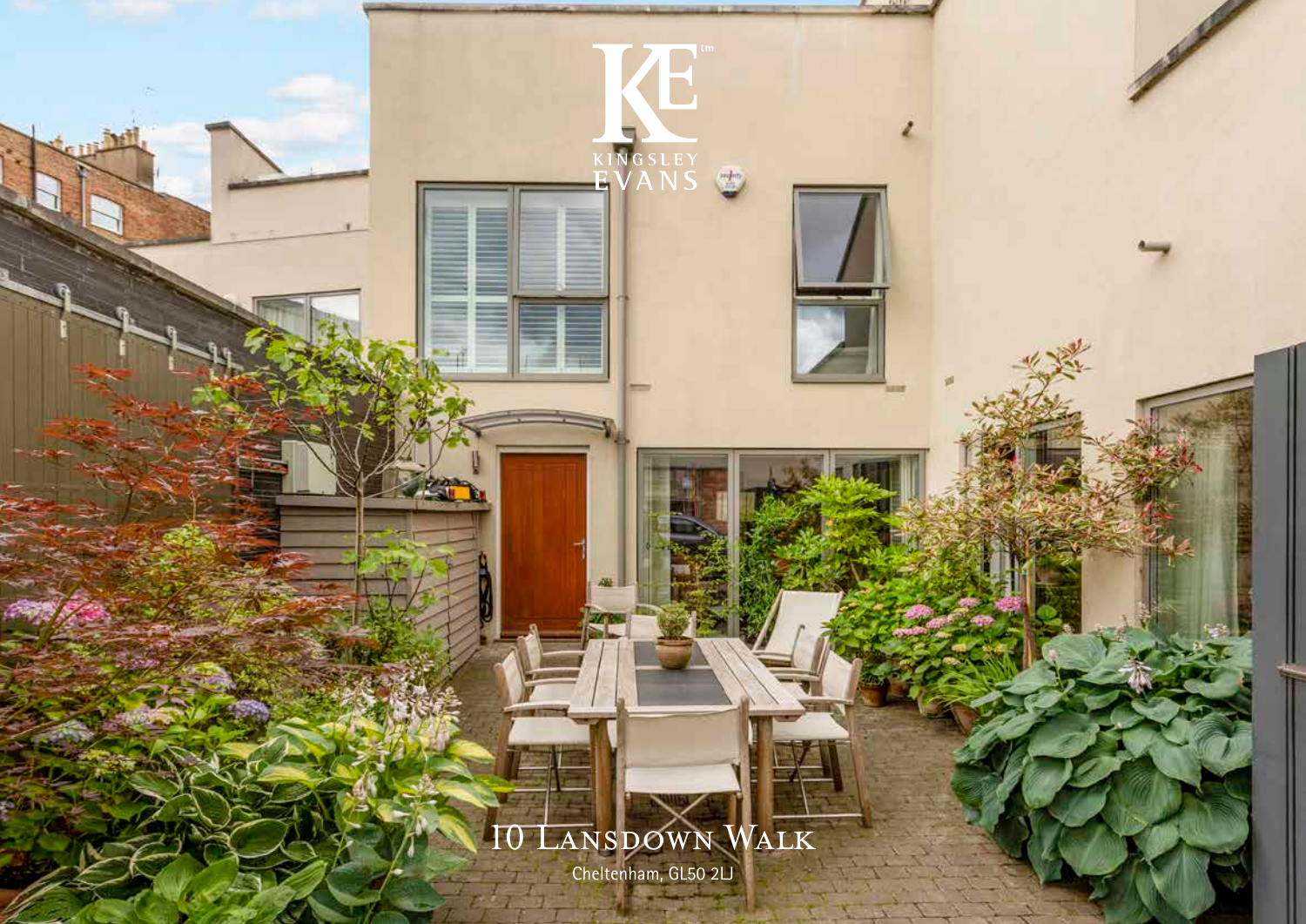KINGSLEY EVANS

# 10 Lansdown Walk

Cheltenham, GL50 2LJ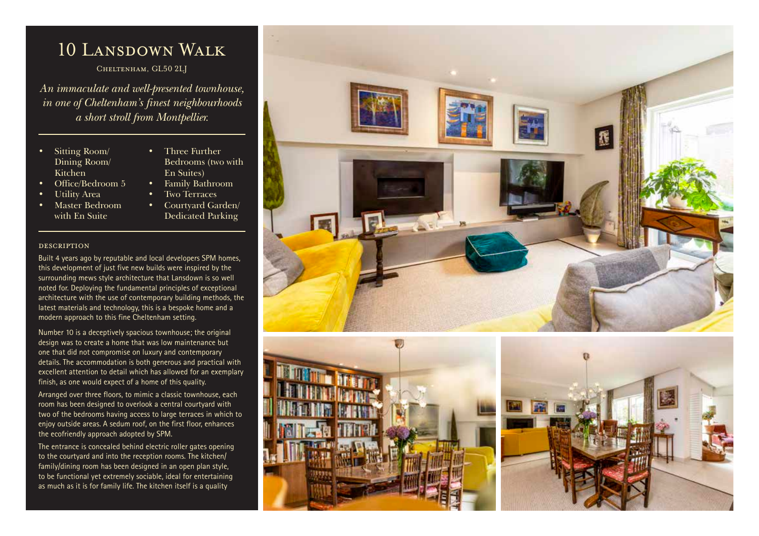# 10 Lansdown Walk

Cheltenham, GL50 2LJ

*An immaculate and well-presented townhouse, in one of Cheltenham's finest neighbourhoods a short stroll from Montpellier.*

- Sitting Room/ Dining Room/ Kitchen
- Office/Bedroom 5
- Utility Area
- Master Bedroom with En Suite
- Three Further Bedrooms (two with En Suites)
- Family Bathroom
- Two Terraces
- Courtyard Garden/ Dedicated Parking

## DESCRIPTION

Built 4 years ago by reputable and local developers SPM homes, this development of just five new builds were inspired by the surrounding mews style architecture that Lansdown is so well noted for. Deploying the fundamental principles of exceptional architecture with the use of contemporary building methods, the latest materials and technology, this is a bespoke home and a modern approach to this fine Cheltenham setting.

Number 10 is a deceptively spacious townhouse; the original design was to create a home that was low maintenance but one that did not compromise on luxury and contemporary details. The accommodation is both generous and practical with excellent attention to detail which has allowed for an exemplary finish, as one would expect of a home of this quality.

Arranged over three floors, to mimic a classic townhouse, each room has been designed to overlook a central courtyard with two of the bedrooms having access to large terraces in which to enjoy outside areas. A sedum roof, on the first floor, enhances the ecofriendly approach adopted by SPM.

The entrance is concealed behind electric roller gates opening to the courtyard and into the reception rooms. The kitchen/ family/dining room has been designed in an open plan style, to be functional yet extremely sociable, ideal for entertaining as much as it is for family life. The kitchen itself is a quality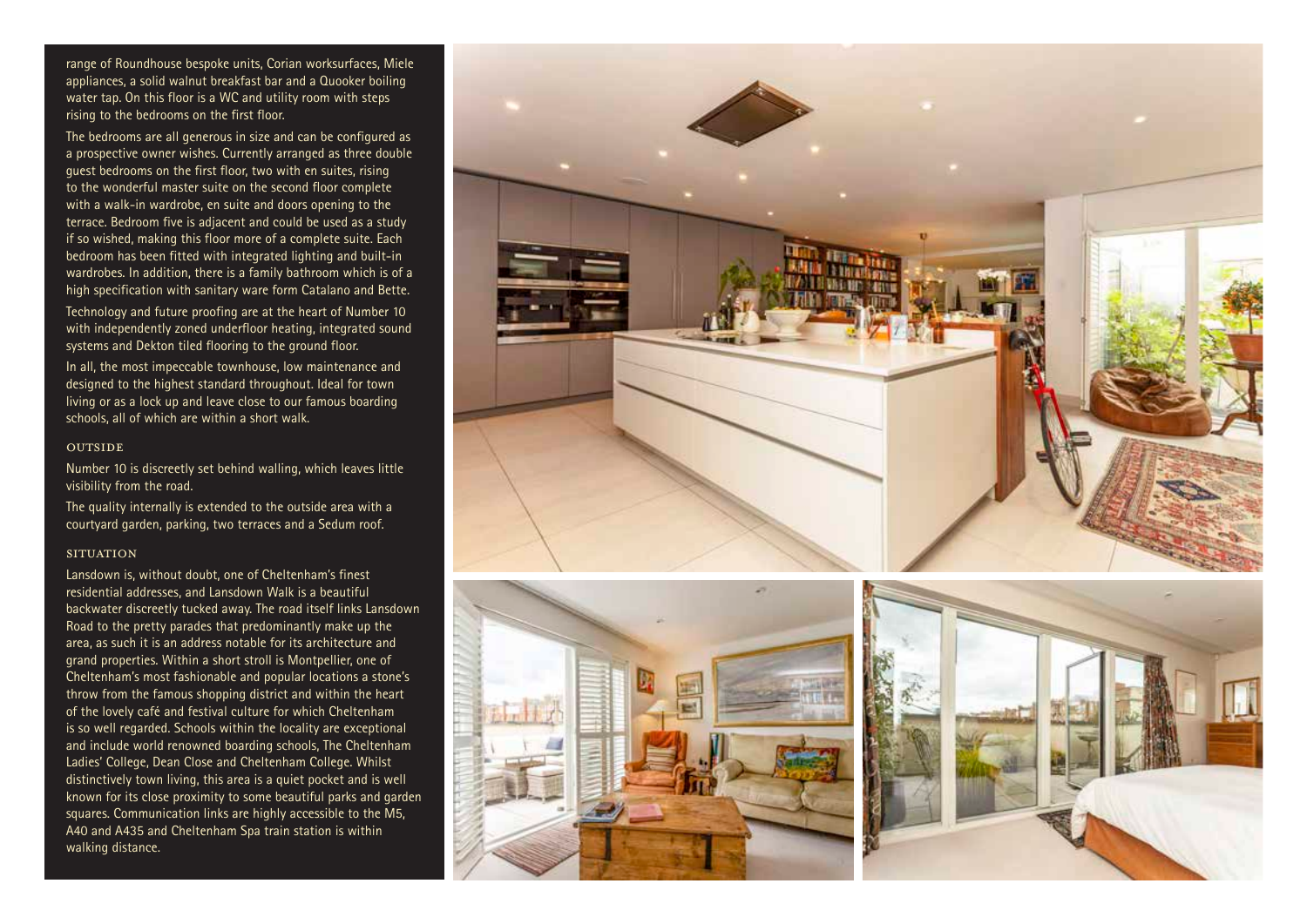range of Roundhouse bespoke units, Corian worksurfaces, Miele appliances, a solid walnut breakfast bar and a Quooker boiling water tap. On this floor is a WC and utility room with steps rising to the bedrooms on the first floor.

The bedrooms are all generous in size and can be configured as a prospective owner wishes. Currently arranged as three double guest bedrooms on the first floor, two with en suites, rising to the wonderful master suite on the second floor complete with a walk-in wardrobe, en suite and doors opening to the terrace. Bedroom five is adjacent and could be used as a study if so wished, making this floor more of a complete suite. Each bedroom has been fitted with integrated lighting and built-in wardrobes. In addition, there is a family bathroom which is of a high specification with sanitary ware form Catalano and Bette.

Technology and future proofing are at the heart of Number 10 with independently zoned underfloor heating, integrated sound systems and Dekton tiled flooring to the ground floor.

In all, the most impeccable townhouse, low maintenance and designed to the highest standard throughout. Ideal for town living or as a lock up and leave close to our famous boarding schools, all of which are within a short walk.

## OUTSIDE

Number 10 is discreetly set behind walling, which leaves little visibility from the road.

The quality internally is extended to the outside area with a courtyard garden, parking, two terraces and a Sedum roof.

## SITUATION

Lansdown is, without doubt, one of Cheltenham's finest residential addresses, and Lansdown Walk is a beautiful backwater discreetly tucked away. The road itself links Lansdown Road to the pretty parades that predominantly make up the area, as such it is an address notable for its architecture and grand properties. Within a short stroll is Montpellier, one of Cheltenham's most fashionable and popular locations a stone's throw from the famous shopping district and within the heart of the lovely café and festival culture for which Cheltenham is so well regarded. Schools within the locality are exceptional and include world renowned boarding schools, The Cheltenham Ladies' College, Dean Close and Cheltenham College. Whilst distinctively town living, this area is a quiet pocket and is well known for its close proximity to some beautiful parks and garden squares. Communication links are highly accessible to the M5, A40 and A435 and Cheltenham Spa train station is within walking distance.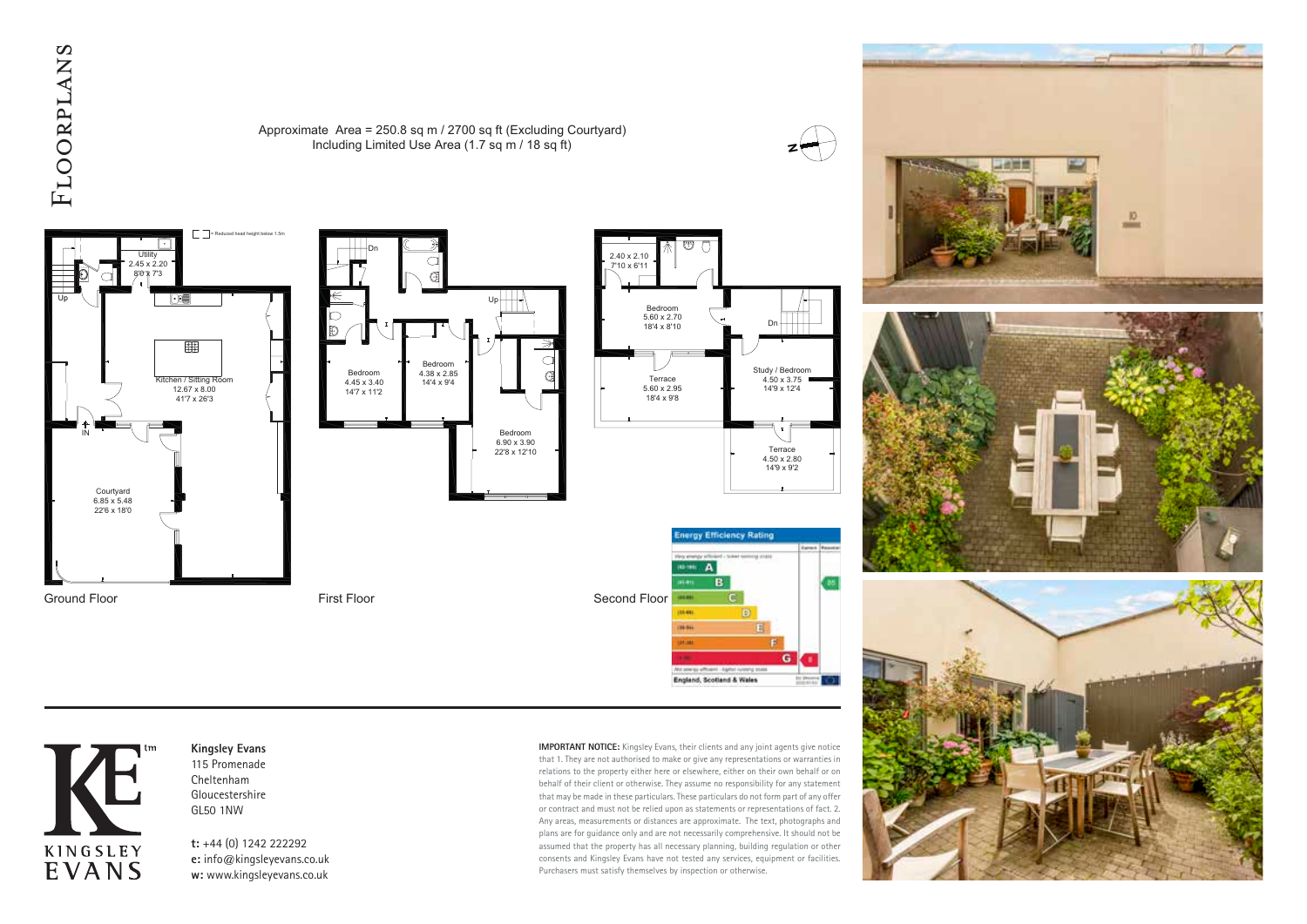# FLOORPLANS

Approximate Area = 250.8 sq m / 2700 sq ft (Excluding Courtyard)
Including Limited Use Area (1.7 sq m / 18 sq ft)

= Reduced head height below 1.5m

Utility
2.45 x 2.20
8'0 x 7'3

Up

Kitchen / Sitting Room
12.67 x 8.00
41'7 x 26'3

IN

Courtyard
6.85 x 5.48
22'6 x 18'0

Ground Floor

Dn

Up

Bedroom
4.45 x 3.40
14'7 x 11'2

Bedroom
4.38 x 2.85
14'4 x 9'4

Bedroom
6.90 x 3.90
22'8 x 12'10

First Floor

2.40 x 2.10
7'10 x 6'11

Bedroom
5.60 x 2.70
18'4 x 8'10

Dn

Terrace
5.60 x 2.95
18'4 x 9'8

Study / Bedroom
4.50 x 3.75
14'9 x 12'4

Terrace
4.50 x 2.80
14'9 x 9'2

Second Floor

Energy Efficiency Rating

Very energy efficient - lower running costs

(92-100) A

(81-91) B

(69-80) C

(55-68) D

(39-54) E

(21-38) F

(1-20) G

Not energy efficient - higher running costs

Current: 8

Potential: 85

England, Scotland & Wales

EU Directive 2002/91/EC

**Kingsley Evans**
115 Promenade
Cheltenham
Gloucestershire
GL50 1NW

**t:** +44 (0) 1242 222292
**e:** info@kingsleyevans.co.uk
**w:** www.kingsleyevans.co.uk

**IMPORTANT NOTICE:** Kingsley Evans, their clients and any joint agents give notice that 1. They are not authorised to make or give any representations or warranties in relations to the property either here or elsewhere, either on their own behalf or on behalf of their client or otherwise. They assume no responsibility for any statement that may be made in these particulars. These particulars do not form part of any offer or contract and must not be relied upon as statements or representations of fact. 2. Any areas, measurements or distances are approximate. The text, photographs and plans are for guidance only and are not necessarily comprehensive. It should not be assumed that the property has all necessary planning, building regulation or other consents and Kingsley Evans have not tested any services, equipment or facilities. Purchasers must satisfy themselves by inspection or otherwise.